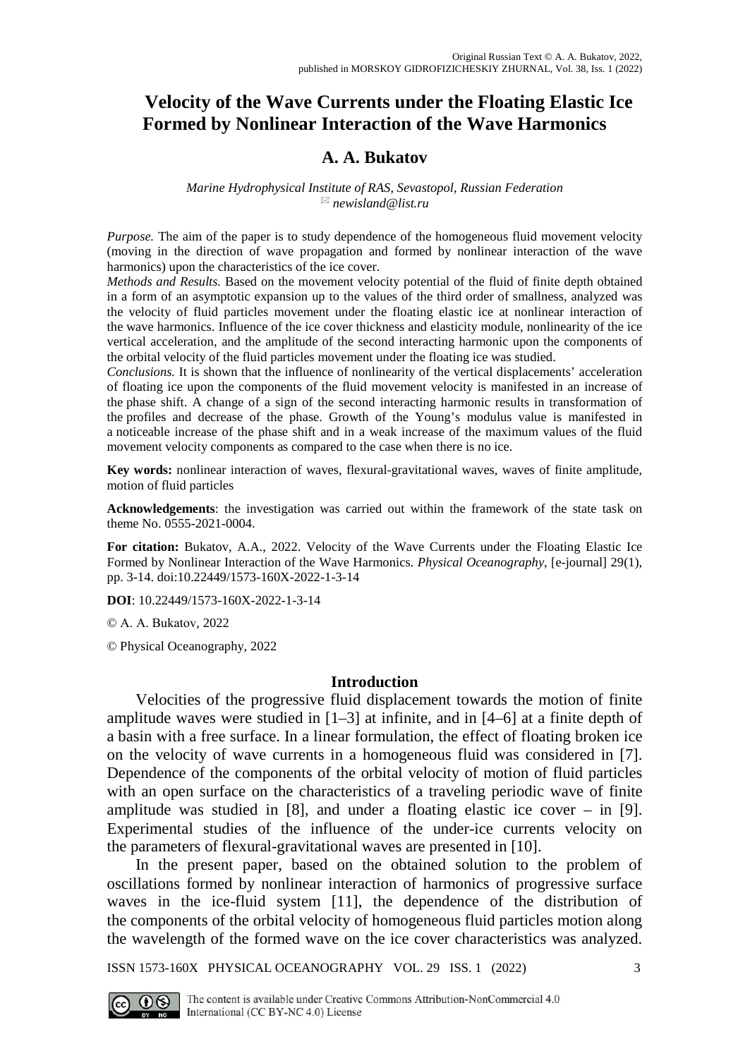Original Russian Text © A. A. Bukatov, 2022,
published in MORSKOY GIDROFIZICHESKIY ZHURNAL, Vol. 38, Iss. 1 (2022)

# Velocity of the Wave Currents under the Floating Elastic Ice Formed by Nonlinear Interaction of the Wave Harmonics

## A. A. Bukatov

*Marine Hydrophysical Institute of RAS, Sevastopol, Russian Federation*
✉ *newisland@list.ru*

*Purpose.* The aim of the paper is to study dependence of the homogeneous fluid movement velocity (moving in the direction of wave propagation and formed by nonlinear interaction of the wave harmonics) upon the characteristics of the ice cover.

*Methods and Results.* Based on the movement velocity potential of the fluid of finite depth obtained in a form of an asymptotic expansion up to the values of the third order of smallness, analyzed was the velocity of fluid particles movement under the floating elastic ice at nonlinear interaction of the wave harmonics. Influence of the ice cover thickness and elasticity module, nonlinearity of the ice vertical acceleration, and the amplitude of the second interacting harmonic upon the components of the orbital velocity of the fluid particles movement under the floating ice was studied.

*Conclusions.* It is shown that the influence of nonlinearity of the vertical displacements' acceleration of floating ice upon the components of the fluid movement velocity is manifested in an increase of the phase shift. A change of a sign of the second interacting harmonic results in transformation of the profiles and decrease of the phase. Growth of the Young's modulus value is manifested in a noticeable increase of the phase shift and in a weak increase of the maximum values of the fluid movement velocity components as compared to the case when there is no ice.

**Key words:** nonlinear interaction of waves, flexural-gravitational waves, waves of finite amplitude, motion of fluid particles

**Acknowledgements**: the investigation was carried out within the framework of the state task on theme No. 0555-2021-0004.

**For citation:** Bukatov, A.A., 2022. Velocity of the Wave Currents under the Floating Elastic Ice Formed by Nonlinear Interaction of the Wave Harmonics. *Physical Oceanography*, [e-journal] 29(1), pp. 3-14. doi:10.22449/1573-160X-2022-1-3-14

**DOI**: 10.22449/1573-160X-2022-1-3-14

© A. A. Bukatov, 2022

© Physical Oceanography, 2022

## Introduction

Velocities of the progressive fluid displacement towards the motion of finite amplitude waves were studied in [1–3] at infinite, and in [4–6] at a finite depth of a basin with a free surface. In a linear formulation, the effect of floating broken ice on the velocity of wave currents in a homogeneous fluid was considered in [7]. Dependence of the components of the orbital velocity of motion of fluid particles with an open surface on the characteristics of a traveling periodic wave of finite amplitude was studied in [8], and under a floating elastic ice cover – in [9]. Experimental studies of the influence of the under-ice currents velocity on the parameters of flexural-gravitational waves are presented in [10].

In the present paper, based on the obtained solution to the problem of oscillations formed by nonlinear interaction of harmonics of progressive surface waves in the ice-fluid system [11], the dependence of the distribution of the components of the orbital velocity of homogeneous fluid particles motion along the wavelength of the formed wave on the ice cover characteristics was analyzed.

The content is available under Creative Commons Attribution-NonCommercial 4.0 International (CC BY-NC 4.0) License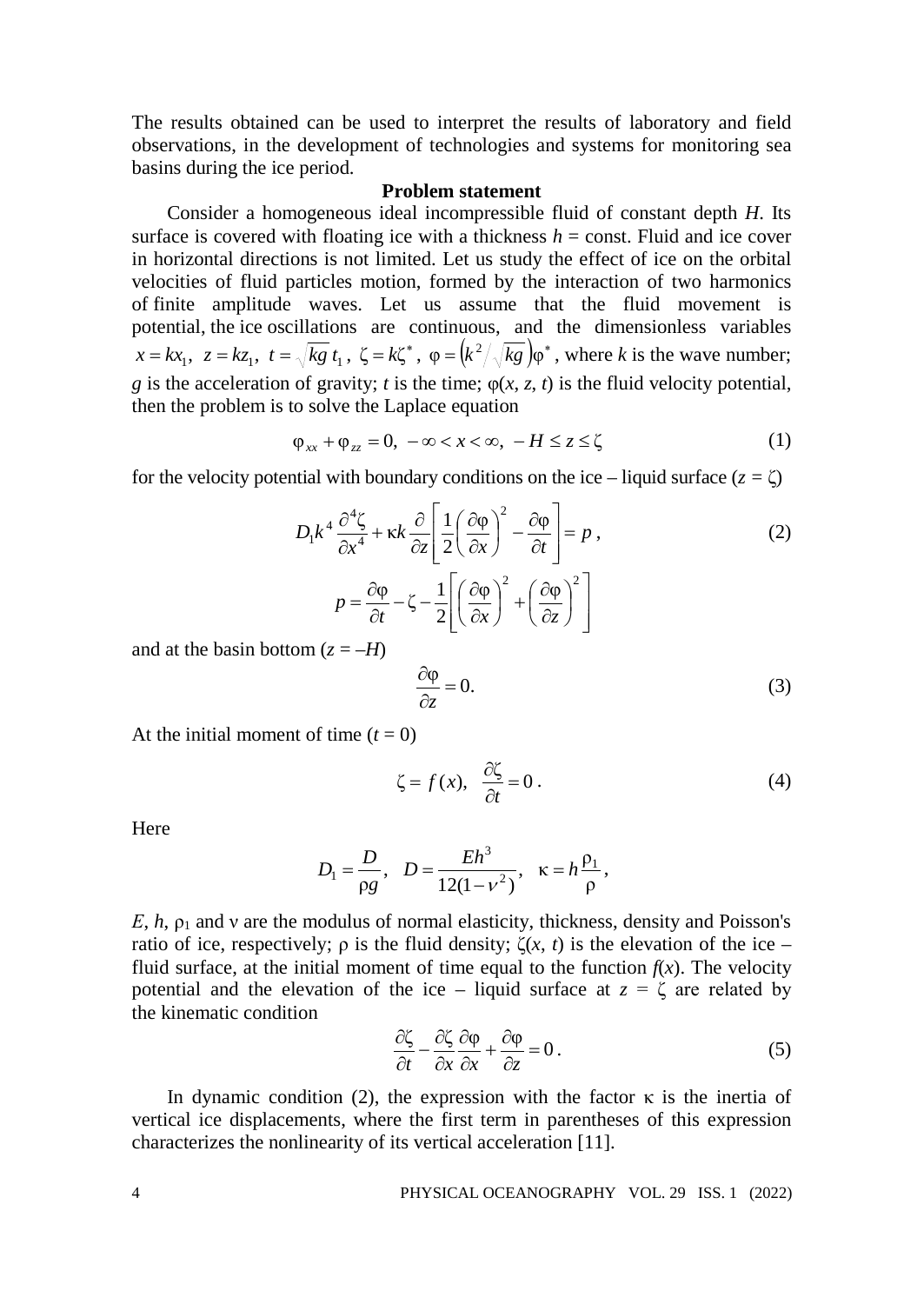The results obtained can be used to interpret the results of laboratory and field observations, in the development of technologies and systems for monitoring sea basins during the ice period.

## Problem statement

Consider a homogeneous ideal incompressible fluid of constant depth $H$. Its surface is covered with floating ice with a thickness $h$ = const. Fluid and ice cover in horizontal directions is not limited. Let us study the effect of ice on the orbital velocities of fluid particles motion, formed by the interaction of two harmonics of finite amplitude waves. Let us assume that the fluid movement is potential, the ice oscillations are continuous, and the dimensionless variables $x = kx_1,\ z = kz_1,\ t = \sqrt{kg}\, t_1,\ \zeta = k\zeta^*,\ \varphi = \left(k^2/\sqrt{kg}\right)\varphi^*$, where $k$ is the wave number; $g$ is the acceleration of gravity; $t$ is the time; $\varphi(x, z, t)$ is the fluid velocity potential, then the problem is to solve the Laplace equation

$$\varphi_{xx} + \varphi_{zz} = 0,\ -\infty < x < \infty,\ -H \le z \le \zeta \tag{1}$$

for the velocity potential with boundary conditions on the ice – liquid surface ($z = \zeta$)

$$D_1 k^4 \frac{\partial^4 \zeta}{\partial x^4} + \kappa k \frac{\partial}{\partial z}\left[\frac{1}{2}\left(\frac{\partial \varphi}{\partial x}\right)^2 - \frac{\partial \varphi}{\partial t}\right] = p, \tag{2}$$

$$p = \frac{\partial \varphi}{\partial t} - \zeta - \frac{1}{2}\left[\left(\frac{\partial \varphi}{\partial x}\right)^2 + \left(\frac{\partial \varphi}{\partial z}\right)^2\right]$$

and at the basin bottom ($z = -H$)

$$\frac{\partial \varphi}{\partial z} = 0. \tag{3}$$

At the initial moment of time ($t = 0$)

$$\zeta = f(x),\quad \frac{\partial \zeta}{\partial t} = 0. \tag{4}$$

Here

$$D_1 = \frac{D}{\rho g},\quad D = \frac{Eh^3}{12(1-\nu^2)},\quad \kappa = h\frac{\rho_1}{\rho},$$

$E$, $h$, $\rho_1$ and $\nu$ are the modulus of normal elasticity, thickness, density and Poisson's ratio of ice, respectively; $\rho$ is the fluid density; $\zeta(x, t)$ is the elevation of the ice – fluid surface, at the initial moment of time equal to the function $f(x)$. The velocity potential and the elevation of the ice – liquid surface at $z = \zeta$ are related by the kinematic condition

$$\frac{\partial \zeta}{\partial t} - \frac{\partial \zeta}{\partial x}\frac{\partial \varphi}{\partial x} + \frac{\partial \varphi}{\partial z} = 0. \tag{5}$$

In dynamic condition (2), the expression with the factor $\kappa$ is the inertia of vertical ice displacements, where the first term in parentheses of this expression characterizes the nonlinearity of its vertical acceleration [11].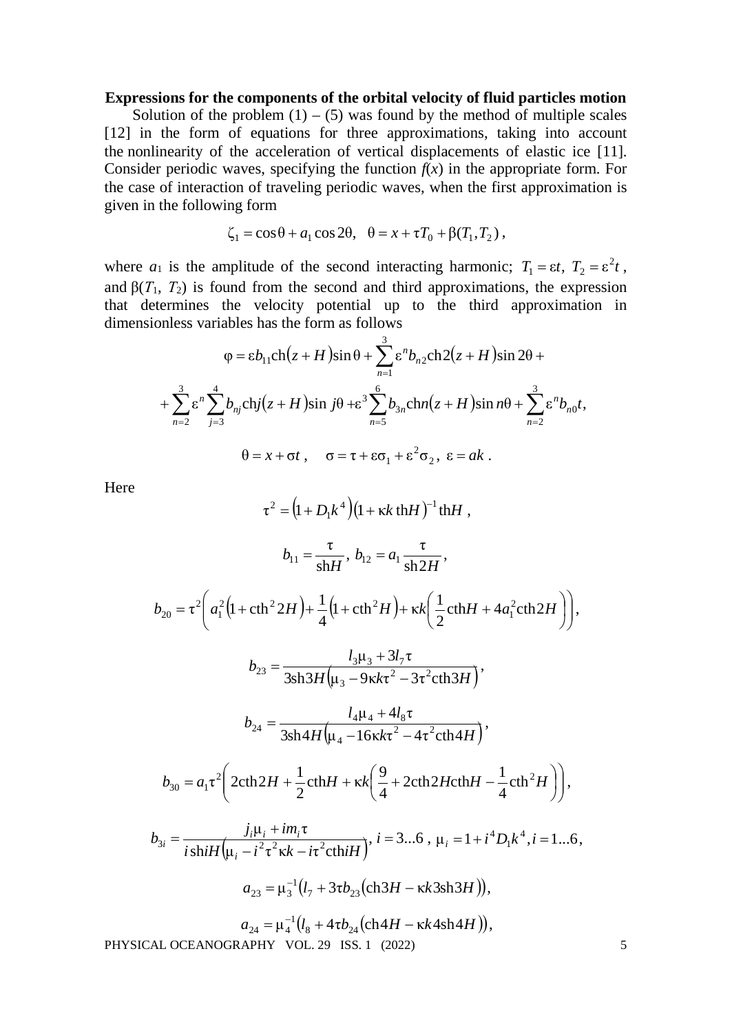**Expressions for the components of the orbital velocity of fluid particles motion**

Solution of the problem (1) – (5) was found by the method of multiple scales [12] in the form of equations for three approximations, taking into account the nonlinearity of the acceleration of vertical displacements of elastic ice [11]. Consider periodic waves, specifying the function $f(x)$ in the appropriate form. For the case of interaction of traveling periodic waves, when the first approximation is given in the following form

$$\zeta_1 = \cos\theta + a_1\cos 2\theta, \quad \theta = x + \tau T_0 + \beta(T_1, T_2),$$

where $a_1$ is the amplitude of the second interacting harmonic; $T_1 = \varepsilon t$, $T_2 = \varepsilon^2 t$, and $\beta(T_1, T_2)$ is found from the second and third approximations, the expression that determines the velocity potential up to the third approximation in dimensionless variables has the form as follows

$$\varphi = \varepsilon b_{11}\mathrm{ch}(z+H)\sin\theta + \sum_{n=1}^{3}\varepsilon^n b_{n2}\mathrm{ch}2(z+H)\sin 2\theta +$$

$$+\sum_{n=2}^{3}\varepsilon^n\sum_{j=3}^{4}b_{nj}\mathrm{ch}j(z+H)\sin j\theta + \varepsilon^3\sum_{n=5}^{6}b_{3n}\mathrm{ch}n(z+H)\sin n\theta + \sum_{n=2}^{3}\varepsilon^n b_{n0}t,$$

$$\theta = x + \sigma t, \quad \sigma = \tau + \varepsilon\sigma_1 + \varepsilon^2\sigma_2, \; \varepsilon = ak.$$

Here

$$\tau^2 = \left(1 + D_1 k^4\right)\left(1 + \kappa k\,\mathrm{th}H\right)^{-1}\mathrm{th}H,$$

$$b_{11} = \frac{\tau}{\mathrm{sh}H}, \; b_{12} = a_1\frac{\tau}{\mathrm{sh}2H},$$

$$b_{20} = \tau^2\left(a_1^2\left(1 + \mathrm{cth}^2 2H\right) + \frac{1}{4}\left(1 + \mathrm{cth}^2 H\right) + \kappa k\left(\frac{1}{2}\mathrm{cth}H + 4a_1^2\mathrm{cth}2H\right)\right),$$

$$b_{23} = \frac{l_3\mu_3 + 3l_7\tau}{3\mathrm{sh}3H\left(\mu_3 - 9\kappa k\tau^2 - 3\tau^2\mathrm{cth}3H\right)},$$

$$b_{24} = \frac{l_4\mu_4 + 4l_8\tau}{3\mathrm{sh}4H\left(\mu_4 - 16\kappa k\tau^2 - 4\tau^2\mathrm{cth}4H\right)},$$

$$b_{30} = a_1\tau^2\left(2\mathrm{cth}2H + \frac{1}{2}\mathrm{cth}H + \kappa k\left(\frac{9}{4} + 2\mathrm{cth}2H\mathrm{cth}H - \frac{1}{4}\mathrm{cth}^2 H\right)\right),$$

$$b_{3i} = \frac{j_i\mu_i + im_i\tau}{i\,\mathrm{sh}iH\left(\mu_i - i^2\tau^2\kappa k - i\tau^2\mathrm{cth}iH\right)}, \; i = 3...6, \; \mu_i = 1 + i^4 D_1 k^4, i = 1...6,$$

$$a_{23} = \mu_3^{-1}\left(l_7 + 3\tau b_{23}\left(\mathrm{ch}3H - \kappa k3\mathrm{sh}3H\right)\right),$$

$$a_{24} = \mu_4^{-1}\left(l_8 + 4\tau b_{24}\left(\mathrm{ch}4H - \kappa k4\mathrm{sh}4H\right)\right),$$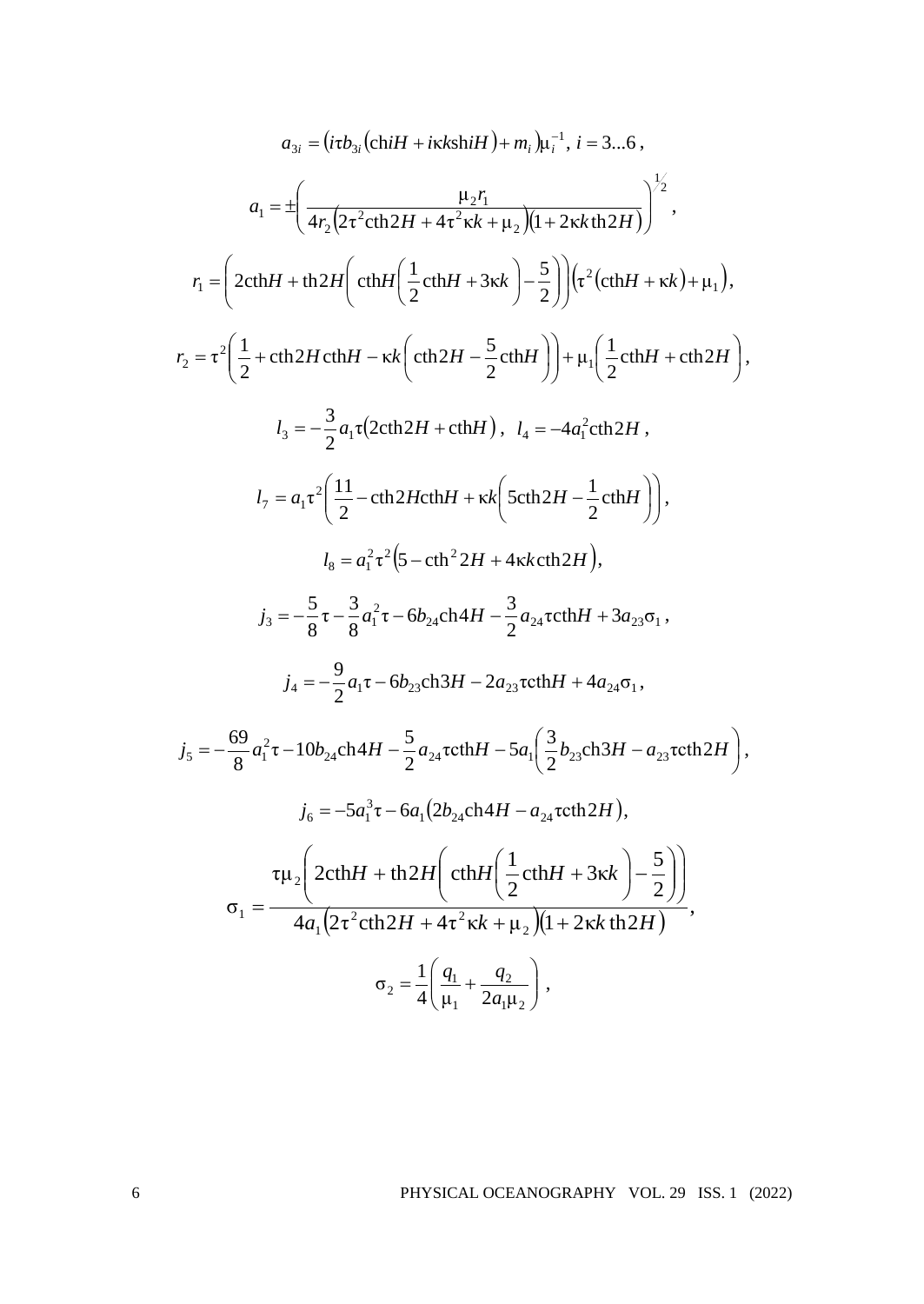$$a_{3i} = \left(i\tau b_{3i}\left(\mathrm{ch}iH + i\kappa k\,\mathrm{sh}iH\right) + m_i\right)\mu_i^{-1},\ i = 3...6\,,$$

$$a_1 = \pm\left(\frac{\mu_2 r_1}{4r_2\left(2\tau^2\mathrm{cth}2H + 4\tau^2\kappa k + \mu_2\right)\left(1 + 2\kappa k\,\mathrm{th}2H\right)}\right)^{1/2},$$

$$r_1 = \left(2\mathrm{cth}H + \mathrm{th}2H\left(\mathrm{cth}H\left(\frac{1}{2}\mathrm{cth}H + 3\kappa k\right) - \frac{5}{2}\right)\right)\left(\tau^2\left(\mathrm{cth}H + \kappa k\right) + \mu_1\right),$$

$$r_2 = \tau^2\left(\frac{1}{2} + \mathrm{cth}2H\,\mathrm{cth}H - \kappa k\left(\mathrm{cth}2H - \frac{5}{2}\mathrm{cth}H\right)\right) + \mu_1\left(\frac{1}{2}\mathrm{cth}H + \mathrm{cth}2H\right),$$

$$l_3 = -\frac{3}{2}a_1\tau\left(2\mathrm{cth}2H + \mathrm{cth}H\right),\ \ l_4 = -4a_1^2\mathrm{cth}2H\,,$$

$$l_7 = a_1\tau^2\left(\frac{11}{2} - \mathrm{cth}2H\mathrm{cth}H + \kappa k\left(5\mathrm{cth}2H - \frac{1}{2}\mathrm{cth}H\right)\right),$$

$$l_8 = a_1^2\tau^2\left(5 - \mathrm{cth}^2 2H + 4\kappa k\,\mathrm{cth}2H\right),$$

$$j_3 = -\frac{5}{8}\tau - \frac{3}{8}a_1^2\tau - 6b_{24}\mathrm{ch}4H - \frac{3}{2}a_{24}\tau\mathrm{cth}H + 3a_{23}\sigma_1\,,$$

$$j_4 = -\frac{9}{2}a_1\tau - 6b_{23}\mathrm{ch}3H - 2a_{23}\tau\mathrm{cth}H + 4a_{24}\sigma_1\,,$$

$$j_5 = -\frac{69}{8}a_1^2\tau - 10b_{24}\mathrm{ch}4H - \frac{5}{2}a_{24}\tau\mathrm{cth}H - 5a_1\left(\frac{3}{2}b_{23}\mathrm{ch}3H - a_{23}\tau\mathrm{cth}2H\right),$$

$$j_6 = -5a_1^3\tau - 6a_1\left(2b_{24}\mathrm{ch}4H - a_{24}\tau\mathrm{cth}2H\right),$$

$$\sigma_1 = \frac{\tau\mu_2\left(2\mathrm{cth}H + \mathrm{th}2H\left(\mathrm{cth}H\left(\frac{1}{2}\mathrm{cth}H + 3\kappa k\right) - \frac{5}{2}\right)\right)}{4a_1\left(2\tau^2\mathrm{cth}2H + 4\tau^2\kappa k + \mu_2\right)\left(1 + 2\kappa k\,\mathrm{th}2H\right)},$$

$$\sigma_2 = \frac{1}{4}\left(\frac{q_1}{\mu_1} + \frac{q_2}{2a_1\mu_2}\right),$$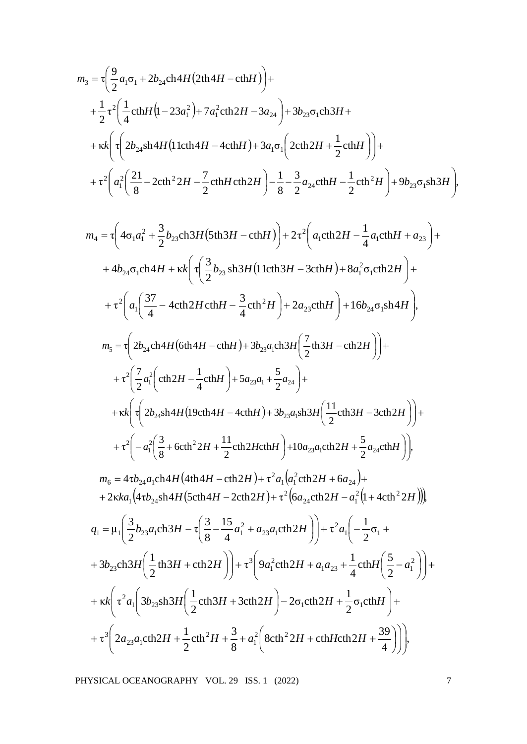$$
\begin{aligned}
m_3 &= \tau\left(\frac{9}{2}a_1\sigma_1 + 2b_{24}\text{ch}4H\left(2\text{th}4H - \text{cth}H\right)\right) + \\
&+ \frac{1}{2}\tau^2\left(\frac{1}{4}\text{cth}H\left(1 - 23a_1^2\right) + 7a_1^2\text{cth}2H - 3a_{24}\right) + 3b_{23}\sigma_1\text{ch}3H + \\
&+ \kappa k\left(\tau\left(2b_{24}\text{sh}4H\left(11\text{cth}4H - 4\text{cth}H\right) + 3a_1\sigma_1\left(2\text{cth}2H + \frac{1}{2}\text{cth}H\right)\right) + \right. \\
&\left. + \tau^2\left(a_1^2\left(\frac{21}{8} - 2\text{cth}^2 2H - \frac{7}{2}\text{cth}H\,\text{cth}2H\right) - \frac{1}{8} - \frac{3}{2}a_{24}\text{cth}H - \frac{1}{2}\text{cth}^2 H\right) + 9b_{23}\sigma_1\text{sh}3H\right),
\end{aligned}
$$

$$
\begin{aligned}
m_4 &= \tau\left(4\sigma_1 a_1^2 + \frac{3}{2}b_{23}\text{ch}3H\left(5\text{th}3H - \text{cth}H\right)\right) + 2\tau^2\left(a_1\text{cth}2H - \frac{1}{4}a_1\text{cth}H + a_{23}\right) + \\
&+ 4b_{24}\sigma_1\text{ch}4H + \kappa k\left(\tau\left(\frac{3}{2}b_{23}\,\text{sh}3H\left(11\text{cth}3H - 3\text{cth}H\right) + 8a_1^2\sigma_1\text{cth}2H\right) + \right. \\
&\left. + \tau^2\left(a_1\left(\frac{37}{4} - 4\text{cth}2H\,\text{cth}H - \frac{3}{4}\text{cth}^2 H\right) + 2a_{23}\text{cth}H\right) + 16b_{24}\sigma_1\text{sh}4H\right),
\end{aligned}
$$

$$
\begin{aligned}
m_5 &= \tau\left(2b_{24}\text{ch}4H\left(6\text{th}4H - \text{cth}H\right) + 3b_{23}a_1\text{ch}3H\left(\frac{7}{2}\text{th}3H - \text{cth}2H\right)\right) + \\
&+ \tau^2\left(\frac{7}{2}a_1^2\left(\text{cth}2H - \frac{1}{4}\text{cth}H\right) + 5a_{23}a_1 + \frac{5}{2}a_{24}\right) + \\
&+ \kappa k\left(\tau\left(2b_{24}\text{sh}4H\left(19\text{cth}4H - 4\text{cth}H\right) + 3b_{23}a_1\text{sh}3H\left(\frac{11}{2}\text{cth}3H - 3\text{cth}2H\right)\right) + \right. \\
&\left. + \tau^2\left(-a_1^2\left(\frac{3}{8} + 6\text{cth}^2 2H + \frac{11}{2}\text{cth}2H\text{cth}H\right) + 10a_{23}a_1\text{cth}2H + \frac{5}{2}a_{24}\text{cth}H\right)\right),
\end{aligned}
$$

$$
\begin{aligned}
m_6 &= 4\tau b_{24}a_1\text{ch}4H\left(4\text{th}4H - \text{cth}2H\right) + \tau^2 a_1\left(a_1^2\text{cth}2H + 6a_{24}\right) + \\
&+ 2\kappa k a_1\left(4\tau b_{24}\text{sh}4H\left(5\text{cth}4H - 2\text{cth}2H\right) + \tau^2\left(6a_{24}\text{cth}2H - a_1^2\left(1 + 4\text{cth}^2 2H\right)\right)\right),
\end{aligned}
$$

$$
\begin{aligned}
q_1 &= \mu_1\left(\frac{3}{2}b_{23}a_1\text{ch}3H - \tau\left(\frac{3}{8} - \frac{15}{4}a_1^2 + a_{23}a_1\text{cth}2H\right)\right) + \tau^2 a_1\left(-\frac{1}{2}\sigma_1 + \right. \\
&\left. + 3b_{23}\text{ch}3H\left(\frac{1}{2}\text{th}3H + \text{cth}2H\right)\right) + \tau^3\left(9a_1^2\text{cth}2H + a_1 a_{23} + \frac{1}{4}\text{cth}H\left(\frac{5}{2} - a_1^2\right)\right) + \\
&+ \kappa k\left(\tau^2 a_1\left(3b_{23}\text{sh}3H\left(\frac{1}{2}\text{cth}3H + 3\text{cth}2H\right) - 2\sigma_1\text{cth}2H + \frac{1}{2}\sigma_1\text{cth}H\right) + \right. \\
&\left. + \tau^3\left(2a_{23}a_1\text{cth}2H + \frac{1}{2}\text{cth}^2 H + \frac{3}{8} + a_1^2\left(8\text{cth}^2 2H + \text{cth}H\text{cth}2H + \frac{39}{4}\right)\right)\right),
\end{aligned}
$$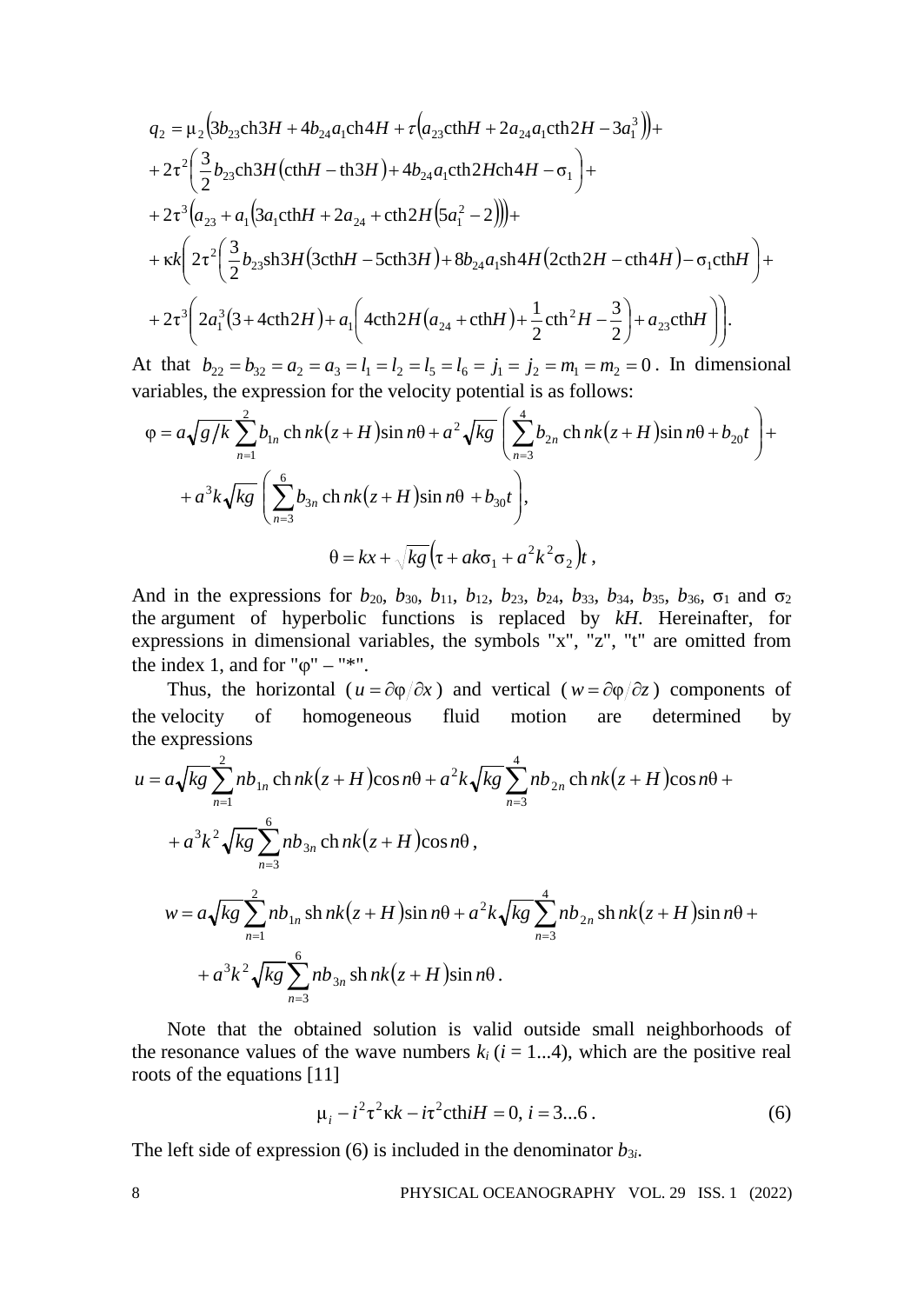$$q_2 = \mu_2\left(3b_{23}\text{ch}3H + 4b_{24}a_1\text{ch}4H + \tau\left(a_{23}\text{cth}H + 2a_{24}a_1\text{cth}2H - 3a_1^3\right)\right) +$$
$$+ 2\tau^2\left(\frac{3}{2}b_{23}\text{ch}3H\left(\text{cth}H - \text{th}3H\right) + 4b_{24}a_1\text{cth}2H\text{ch}4H - \sigma_1\right) +$$
$$+ 2\tau^3\left(a_{23} + a_1\left(3a_1\text{cth}H + 2a_{24} + \text{cth}2H\left(5a_1^2 - 2\right)\right)\right) +$$
$$+ \kappa k\left(2\tau^2\left(\frac{3}{2}b_{23}\text{sh}3H\left(3\text{cth}H - 5\text{cth}3H\right) + 8b_{24}a_1\text{sh}4H\left(2\text{cth}2H - \text{cth}4H\right) - \sigma_1\text{cth}H\right) +\right.$$
$$\left. + 2\tau^3\left(2a_1^3\left(3 + 4\text{cth}2H\right) + a_1\left(4\text{cth}2H\left(a_{24} + \text{cth}H\right) + \frac{1}{2}\text{cth}^2 H - \frac{3}{2}\right) + a_{23}\text{cth}H\right)\right).$$

At that $b_{22} = b_{32} = a_2 = a_3 = l_1 = l_2 = l_5 = l_6 = j_1 = j_2 = m_1 = m_2 = 0$. In dimensional variables, the expression for the velocity potential is as follows:

$$\varphi = a\sqrt{g/k}\sum_{n=1}^{2} b_{1n}\,\text{ch}\, nk(z+H)\sin n\theta + a^2\sqrt{kg}\left(\sum_{n=3}^{4} b_{2n}\,\text{ch}\, nk(z+H)\sin n\theta + b_{20}t\right) +$$
$$+ a^3 k\sqrt{kg}\left(\sum_{n=3}^{6} b_{3n}\,\text{ch}\, nk(z+H)\sin n\theta + b_{30}t\right),$$

$$\theta = kx + \sqrt{kg}\left(\tau + ak\sigma_1 + a^2k^2\sigma_2\right)t\,,$$

And in the expressions for $b_{20}$, $b_{30}$, $b_{11}$, $b_{12}$, $b_{23}$, $b_{24}$, $b_{33}$, $b_{34}$, $b_{35}$, $b_{36}$, $\sigma_1$ and $\sigma_2$ the argument of hyperbolic functions is replaced by $kH$. Hereinafter, for expressions in dimensional variables, the symbols "x", "z", "t" are omitted from the index 1, and for "φ" – "*".

Thus, the horizontal ($u = \partial\varphi/\partial x$) and vertical ($w = \partial\varphi/\partial z$) components of the velocity of homogeneous fluid motion are determined by the expressions

$$u = a\sqrt{kg}\sum_{n=1}^{2} nb_{1n}\,\text{ch}\, nk(z+H)\cos n\theta + a^2 k\sqrt{kg}\sum_{n=3}^{4} nb_{2n}\,\text{ch}\, nk(z+H)\cos n\theta +$$
$$+ a^3 k^2\sqrt{kg}\sum_{n=3}^{6} nb_{3n}\,\text{ch}\, nk(z+H)\cos n\theta\,,$$

$$w = a\sqrt{kg}\sum_{n=1}^{2} nb_{1n}\,\text{sh}\, nk(z+H)\sin n\theta + a^2 k\sqrt{kg}\sum_{n=3}^{4} nb_{2n}\,\text{sh}\, nk(z+H)\sin n\theta +$$
$$+ a^3 k^2\sqrt{kg}\sum_{n=3}^{6} nb_{3n}\,\text{sh}\, nk(z+H)\sin n\theta\,.$$

Note that the obtained solution is valid outside small neighborhoods of the resonance values of the wave numbers $k_i$ ($i$ = 1...4), which are the positive real roots of the equations [11]

$$\mu_i - i^2\tau^2\kappa k - i\tau^2\text{cth}iH = 0,\ i = 3...6\,. \tag{6}$$

The left side of expression (6) is included in the denominator $b_{3i}$.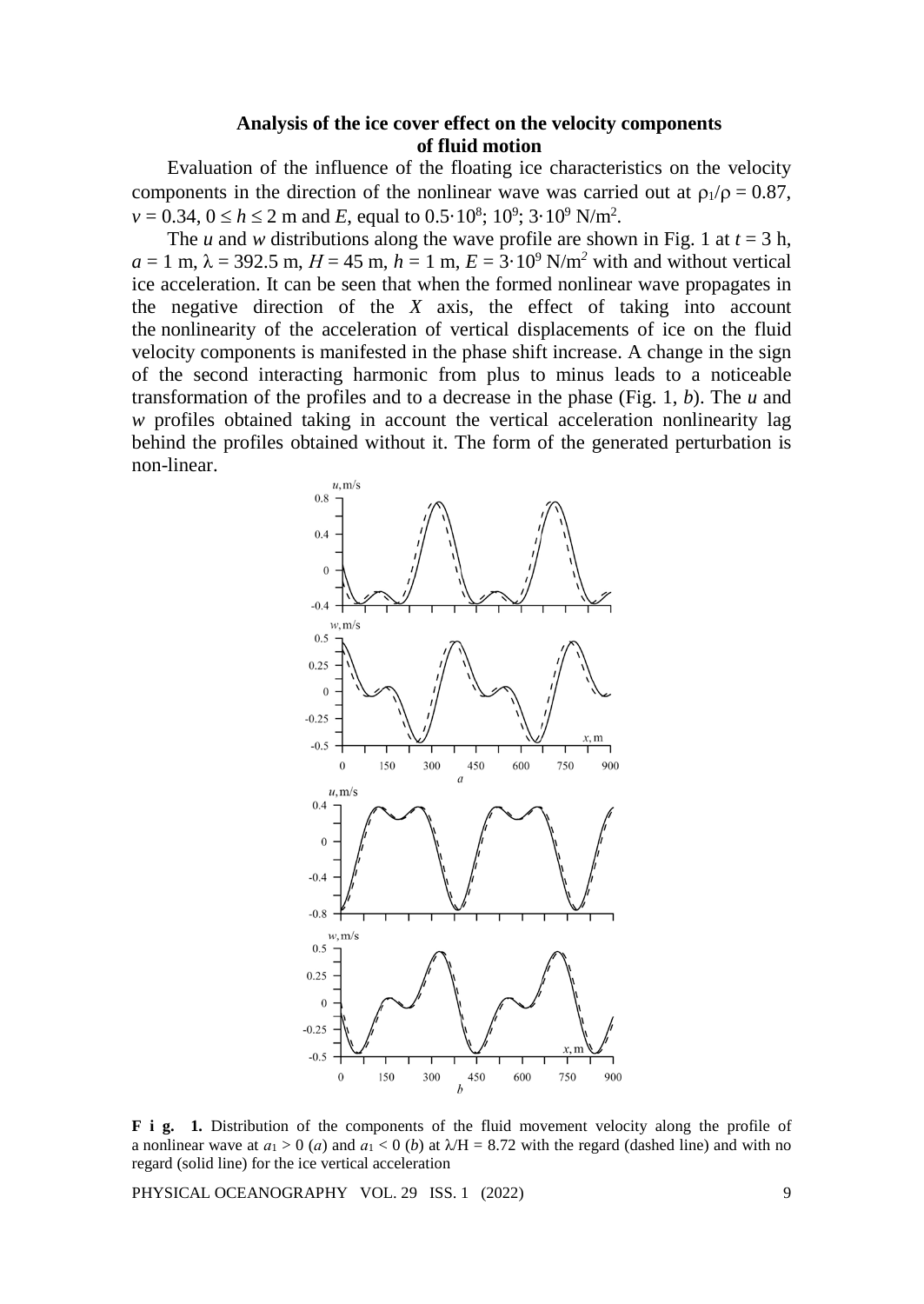## Analysis of the ice cover effect on the velocity components of fluid motion

Evaluation of the influence of the floating ice characteristics on the velocity components in the direction of the nonlinear wave was carried out at $\rho_1/\rho = 0.87$, $v = 0.34$, $0 \leq h \leq 2$ m and $E$, equal to $0.5 \cdot 10^8$; $10^9$; $3 \cdot 10^9$ N/m$^2$.

The $u$ and $w$ distributions along the wave profile are shown in Fig. 1 at $t = 3$ h, $a = 1$ m, $\lambda = 392.5$ m, $H = 45$ m, $h = 1$ m, $E = 3 \cdot 10^9$ N/m$^2$ with and without vertical ice acceleration. It can be seen that when the formed nonlinear wave propagates in the negative direction of the $X$ axis, the effect of taking into account the nonlinearity of the acceleration of vertical displacements of ice on the fluid velocity components is manifested in the phase shift increase. A change in the sign of the second interacting harmonic from plus to minus leads to a noticeable transformation of the profiles and to a decrease in the phase (Fig. 1, $b$). The $u$ and $w$ profiles obtained taking in account the vertical acceleration nonlinearity lag behind the profiles obtained without it. The form of the generated perturbation is non-linear.

**F i g. 1.** Distribution of the components of the fluid movement velocity along the profile of a nonlinear wave at $a_1 > 0$ ($a$) and $a_1 < 0$ ($b$) at $\lambda/H = 8.72$ with the regard (dashed line) and with no regard (solid line) for the ice vertical acceleration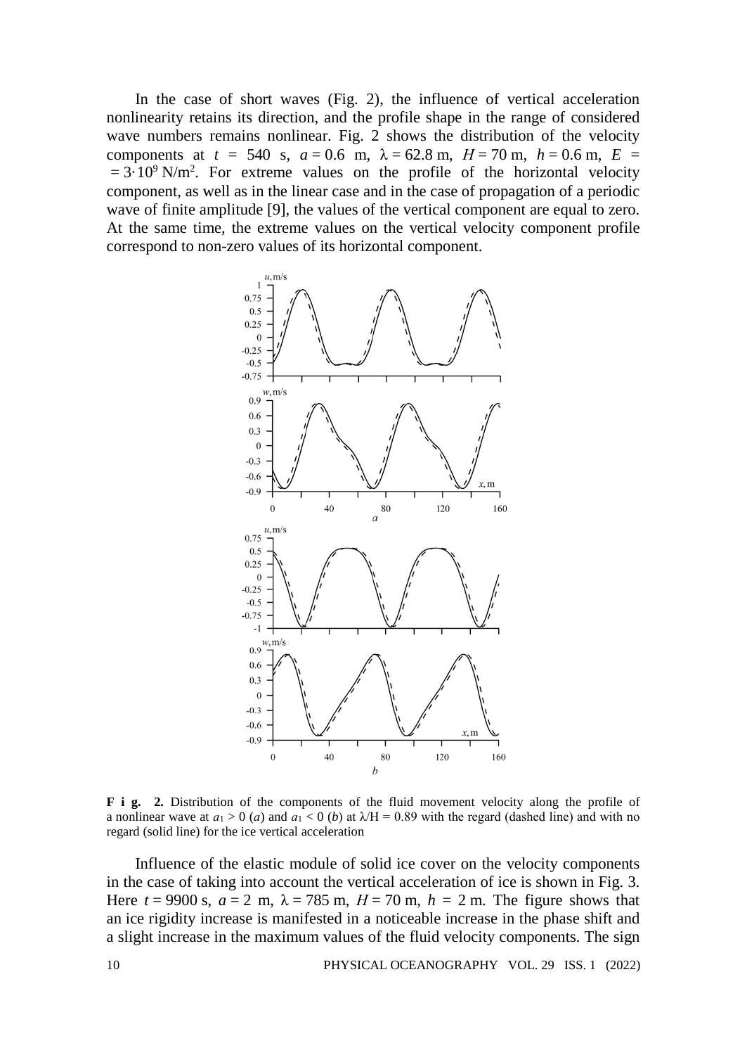In the case of short waves (Fig. 2), the influence of vertical acceleration nonlinearity retains its direction, and the profile shape in the range of considered wave numbers remains nonlinear. Fig. 2 shows the distribution of the velocity components at $t = 540$ s, $a = 0.6$ m, $\lambda = 62.8$ m, $H = 70$ m, $h = 0.6$ m, $E = 3 \cdot 10^9$ N/m$^2$. For extreme values on the profile of the horizontal velocity component, as well as in the linear case and in the case of propagation of a periodic wave of finite amplitude [9], the values of the vertical component are equal to zero. At the same time, the extreme values on the vertical velocity component profile correspond to non-zero values of its horizontal component.

**F i g. 2.** Distribution of the components of the fluid movement velocity along the profile of a nonlinear wave at $a_1 > 0$ (*a*) and $a_1 < 0$ (*b*) at $\lambda/H = 0.89$ with the regard (dashed line) and with no regard (solid line) for the ice vertical acceleration

Influence of the elastic module of solid ice cover on the velocity components in the case of taking into account the vertical acceleration of ice is shown in Fig. 3. Here $t = 9900$ s, $a = 2$ m, $\lambda = 785$ m, $H = 70$ m, $h = 2$ m. The figure shows that an ice rigidity increase is manifested in a noticeable increase in the phase shift and a slight increase in the maximum values of the fluid velocity components. The sign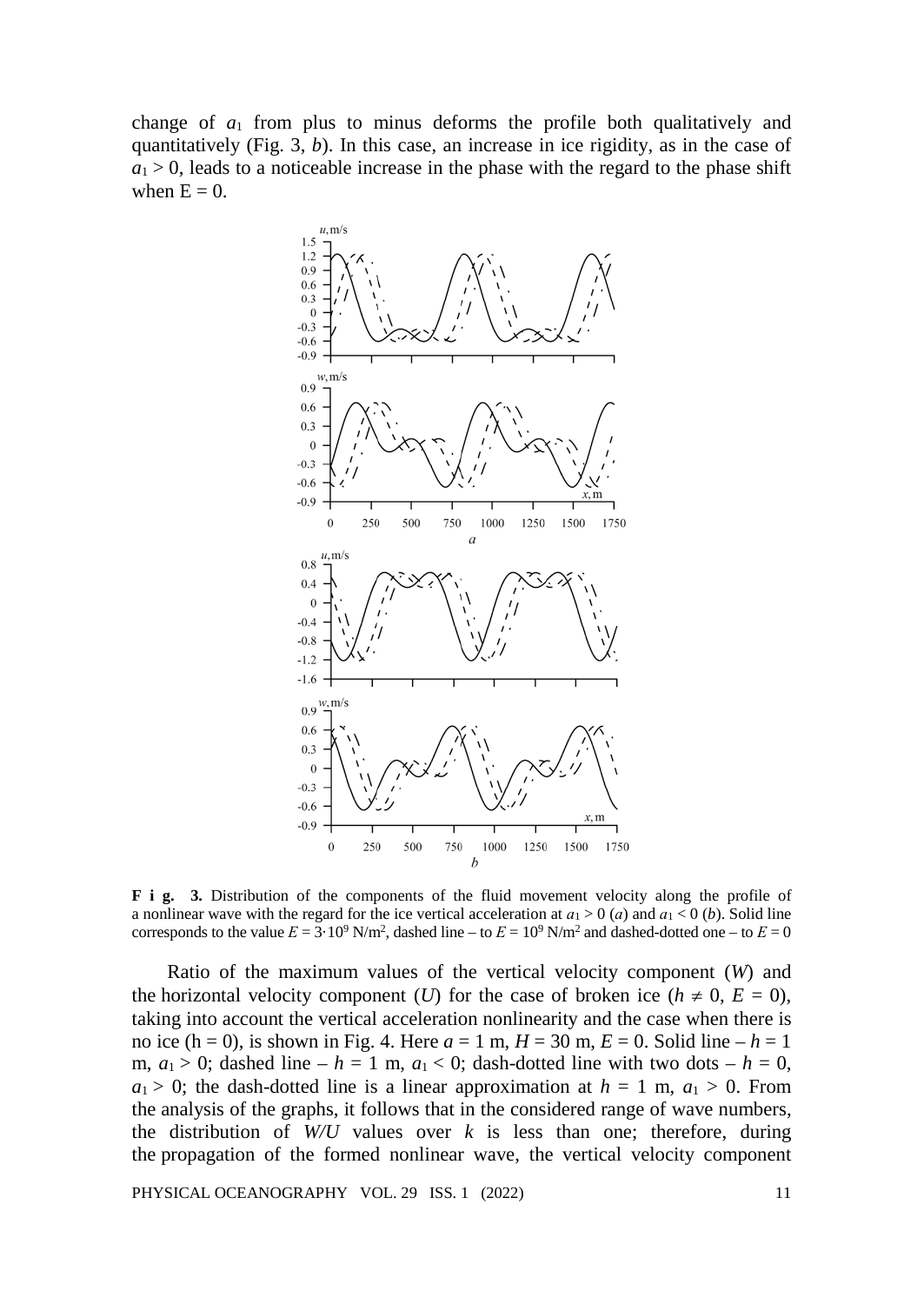change of $a_1$ from plus to minus deforms the profile both qualitatively and quantitatively (Fig. 3, *b*). In this case, an increase in ice rigidity, as in the case of $a_1 > 0$, leads to a noticeable increase in the phase with the regard to the phase shift when $E = 0$.

**F i g. 3.** Distribution of the components of the fluid movement velocity along the profile of a nonlinear wave with the regard for the ice vertical acceleration at $a_1 > 0$ (*a*) and $a_1 < 0$ (*b*). Solid line corresponds to the value $E = 3 \cdot 10^9$ N/m$^2$, dashed line – to $E = 10^9$ N/m$^2$ and dashed-dotted one – to $E = 0$

Ratio of the maximum values of the vertical velocity component ($W$) and the horizontal velocity component ($U$) for the case of broken ice ($h \neq 0$, $E = 0$), taking into account the vertical acceleration nonlinearity and the case when there is no ice ($h = 0$), is shown in Fig. 4. Here $a = 1$ m, $H = 30$ m, $E = 0$. Solid line – $h = 1$ m, $a_1 > 0$; dashed line – $h = 1$ m, $a_1 < 0$; dash-dotted line with two dots – $h = 0$, $a_1 > 0$; the dash-dotted line is a linear approximation at $h = 1$ m, $a_1 > 0$. From the analysis of the graphs, it follows that in the considered range of wave numbers, the distribution of $W/U$ values over $k$ is less than one; therefore, during the propagation of the formed nonlinear wave, the vertical velocity component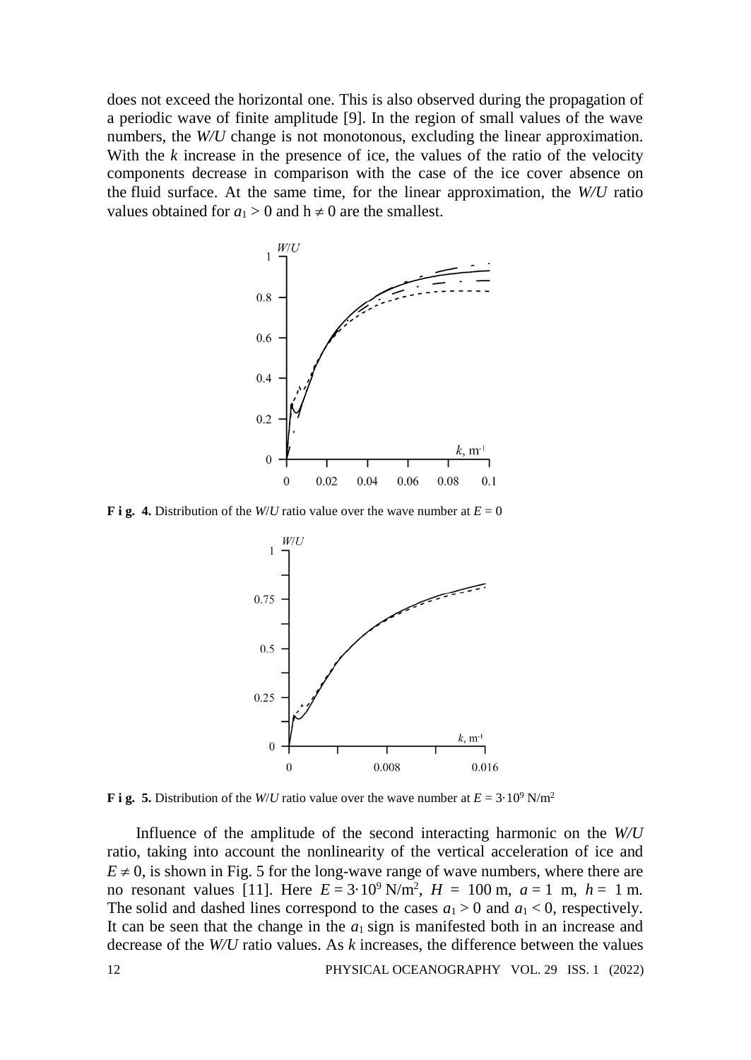does not exceed the horizontal one. This is also observed during the propagation of a periodic wave of finite amplitude [9]. In the region of small values of the wave numbers, the *W/U* change is not monotonous, excluding the linear approximation. With the $k$ increase in the presence of ice, the values of the ratio of the velocity components decrease in comparison with the case of the ice cover absence on the fluid surface. At the same time, for the linear approximation, the *W/U* ratio values obtained for $a_1 > 0$ and $h \neq 0$ are the smallest.

**F i g. 4.** Distribution of the *W*/*U* ratio value over the wave number at $E = 0$

**F i g. 5.** Distribution of the *W*/*U* ratio value over the wave number at $E = 3 \cdot 10^9$ N/m$^2$

Influence of the amplitude of the second interacting harmonic on the *W/U* ratio, taking into account the nonlinearity of the vertical acceleration of ice and $E \neq 0$, is shown in Fig. 5 for the long-wave range of wave numbers, where there are no resonant values [11]. Here $E = 3 \cdot 10^9$ N/m$^2$, $H = 100$ m, $a = 1$ m, $h = 1$ m. The solid and dashed lines correspond to the cases $a_1 > 0$ and $a_1 < 0$, respectively. It can be seen that the change in the $a_1$ sign is manifested both in an increase and decrease of the *W/U* ratio values. As $k$ increases, the difference between the values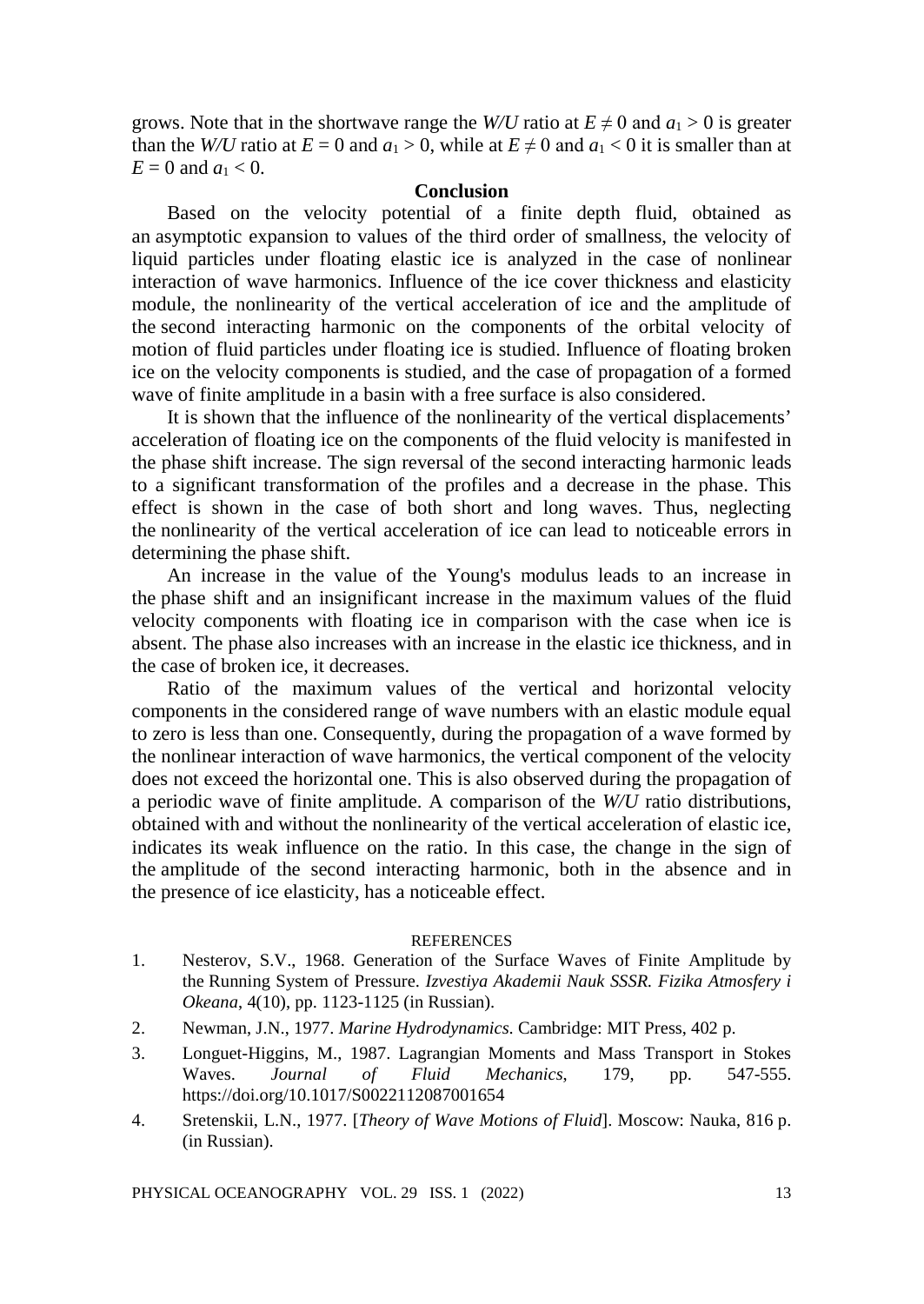grows. Note that in the shortwave range the *W/U* ratio at $E \neq 0$ and $a_1 > 0$ is greater than the *W/U* ratio at $E = 0$ and $a_1 > 0$, while at $E \neq 0$ and $a_1 < 0$ it is smaller than at $E = 0$ and $a_1 < 0$.

## Conclusion

Based on the velocity potential of a finite depth fluid, obtained as an asymptotic expansion to values of the third order of smallness, the velocity of liquid particles under floating elastic ice is analyzed in the case of nonlinear interaction of wave harmonics. Influence of the ice cover thickness and elasticity module, the nonlinearity of the vertical acceleration of ice and the amplitude of the second interacting harmonic on the components of the orbital velocity of motion of fluid particles under floating ice is studied. Influence of floating broken ice on the velocity components is studied, and the case of propagation of a formed wave of finite amplitude in a basin with a free surface is also considered.

It is shown that the influence of the nonlinearity of the vertical displacements' acceleration of floating ice on the components of the fluid velocity is manifested in the phase shift increase. The sign reversal of the second interacting harmonic leads to a significant transformation of the profiles and a decrease in the phase. This effect is shown in the case of both short and long waves. Thus, neglecting the nonlinearity of the vertical acceleration of ice can lead to noticeable errors in determining the phase shift.

An increase in the value of the Young's modulus leads to an increase in the phase shift and an insignificant increase in the maximum values of the fluid velocity components with floating ice in comparison with the case when ice is absent. The phase also increases with an increase in the elastic ice thickness, and in the case of broken ice, it decreases.

Ratio of the maximum values of the vertical and horizontal velocity components in the considered range of wave numbers with an elastic module equal to zero is less than one. Consequently, during the propagation of a wave formed by the nonlinear interaction of wave harmonics, the vertical component of the velocity does not exceed the horizontal one. This is also observed during the propagation of a periodic wave of finite amplitude. A comparison of the *W/U* ratio distributions, obtained with and without the nonlinearity of the vertical acceleration of elastic ice, indicates its weak influence on the ratio. In this case, the change in the sign of the amplitude of the second interacting harmonic, both in the absence and in the presence of ice elasticity, has a noticeable effect.

### REFERENCES

1. Nesterov, S.V., 1968. Generation of the Surface Waves of Finite Amplitude by the Running System of Pressure. *Izvestiya Akademii Nauk SSSR. Fizika Atmosfery i Okeana*, 4(10), pp. 1123-1125 (in Russian).
2. Newman, J.N., 1977. *Marine Hydrodynamics*. Cambridge: MIT Press, 402 p.
3. Longuet-Higgins, M., 1987. Lagrangian Moments and Mass Transport in Stokes Waves. *Journal of Fluid Mechanics*, 179, pp. 547-555. https://doi.org/10.1017/S0022112087001654
4. Sretenskii, L.N., 1977. [*Theory of Wave Motions of Fluid*]. Moscow: Nauka, 816 p. (in Russian).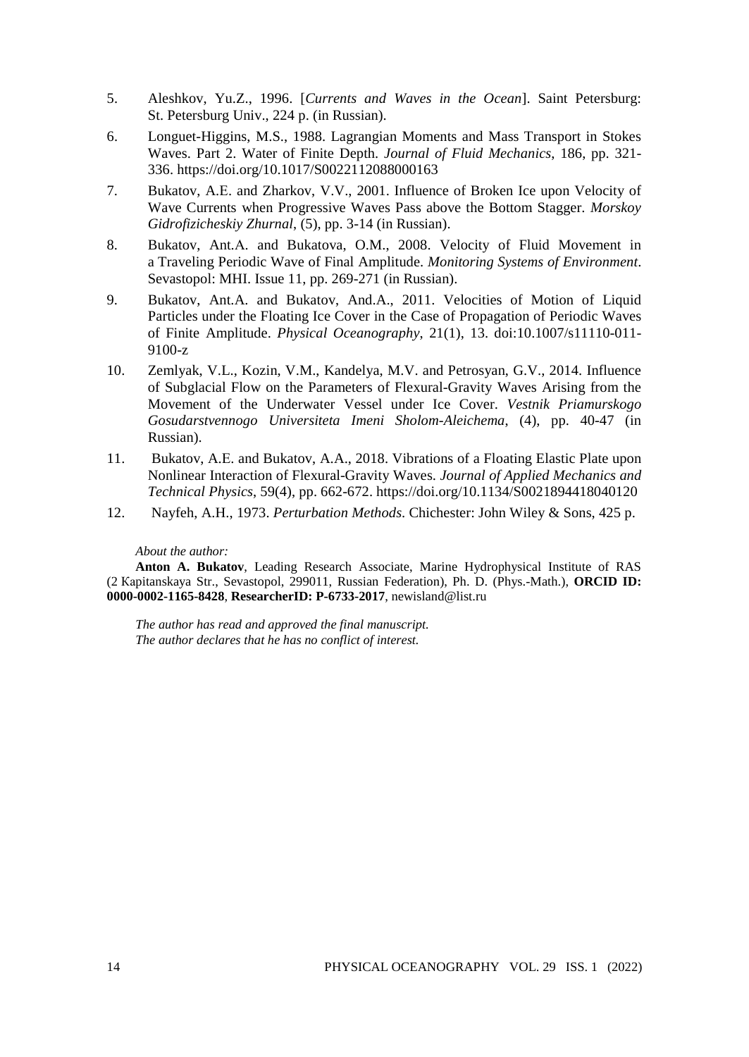5. Aleshkov, Yu.Z., 1996. [*Currents and Waves in the Ocean*]. Saint Petersburg: St. Petersburg Univ., 224 p. (in Russian).

6. Longuet-Higgins, M.S., 1988. Lagrangian Moments and Mass Transport in Stokes Waves. Part 2. Water of Finite Depth. *Journal of Fluid Mechanics*, 186, pp. 321-336. https://doi.org/10.1017/S0022112088000163

7. Bukatov, A.E. and Zharkov, V.V., 2001. Influence of Broken Ice upon Velocity of Wave Currents when Progressive Waves Pass above the Bottom Stagger. *Morskoy Gidrofizicheskiy Zhurnal*, (5), pp. 3-14 (in Russian).

8. Bukatov, Ant.A. and Bukatova, O.M., 2008. Velocity of Fluid Movement in a Traveling Periodic Wave of Final Amplitude. *Monitoring Systems of Environment*. Sevastopol: MHI. Issue 11, pp. 269-271 (in Russian).

9. Bukatov, Ant.A. and Bukatov, And.A., 2011. Velocities of Motion of Liquid Particles under the Floating Ice Cover in the Case of Propagation of Periodic Waves of Finite Amplitude. *Physical Oceanography*, 21(1), 13. doi:10.1007/s11110-011-9100-z

10. Zemlyak, V.L., Kozin, V.M., Kandelya, M.V. and Petrosyan, G.V., 2014. Influence of Subglacial Flow on the Parameters of Flexural-Gravity Waves Arising from the Movement of the Underwater Vessel under Ice Cover. *Vestnik Priamurskogo Gosudarstvennogo Universiteta Imeni Sholom-Aleichema*, (4), pp. 40-47 (in Russian).

11. Bukatov, A.E. and Bukatov, A.A., 2018. Vibrations of a Floating Elastic Plate upon Nonlinear Interaction of Flexural-Gravity Waves. *Journal of Applied Mechanics and Technical Physics*, 59(4), pp. 662-672. https://doi.org/10.1134/S0021894418040120

12. Nayfeh, A.H., 1973. *Perturbation Methods*. Chichester: John Wiley & Sons, 425 p.

*About the author:*

**Anton A. Bukatov**, Leading Research Associate, Marine Hydrophysical Institute of RAS (2 Kapitanskaya Str., Sevastopol, 299011, Russian Federation), Ph. D. (Phys.-Math.), **ORCID ID: 0000-0002-1165-8428**, **ResearcherID: P-6733-2017**, newisland@list.ru

*The author has read and approved the final manuscript.*
*The author declares that he has no conflict of interest.*